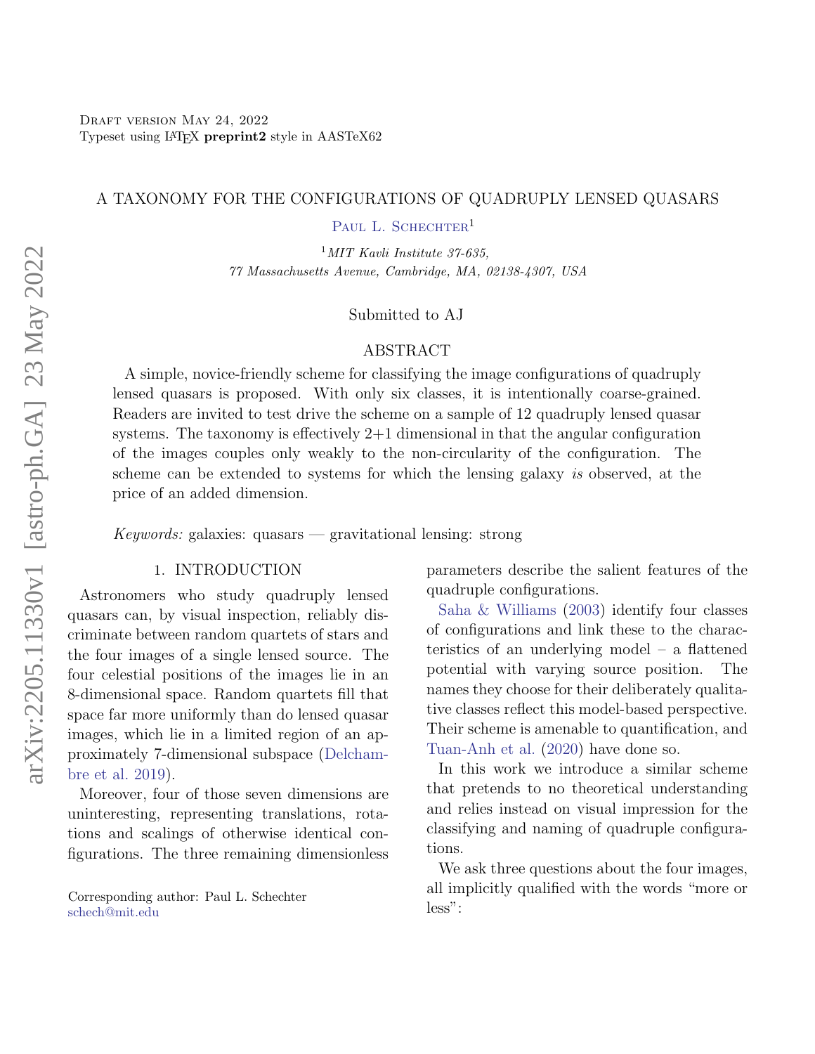Draft version May 24, 2022
Typeset using LaTeX **preprint2** style in AASTeX62

# A TAXONOMY FOR THE CONFIGURATIONS OF QUADRUPLY LENSED QUASARS

Paul L. Schechter[1]

[1] *MIT Kavli Institute 37-635, 77 Massachusetts Avenue, Cambridge, MA, 02138-4307, USA*

Submitted to AJ

## ABSTRACT

A simple, novice-friendly scheme for classifying the image configurations of quadruply lensed quasars is proposed. With only six classes, it is intentionally coarse-grained. Readers are invited to test drive the scheme on a sample of 12 quadruply lensed quasar systems. The taxonomy is effectively 2+1 dimensional in that the angular configuration of the images couples only weakly to the non-circularity of the configuration. The scheme can be extended to systems for which the lensing galaxy *is* observed, at the price of an added dimension.

*Keywords:* galaxies: quasars — gravitational lensing: strong

## 1. INTRODUCTION

Astronomers who study quadruply lensed quasars can, by visual inspection, reliably discriminate between random quartets of stars and the four images of a single lensed source. The four celestial positions of the images lie in an 8-dimensional space. Random quartets fill that space far more uniformly than do lensed quasar images, which lie in a limited region of an approximately 7-dimensional subspace (Delchambre et al. 2019).

Moreover, four of those seven dimensions are uninteresting, representing translations, rotations and scalings of otherwise identical configurations. The three remaining dimensionless parameters describe the salient features of the quadruple configurations.

Saha & Williams (2003) identify four classes of configurations and link these to the characteristics of an underlying model – a flattened potential with varying source position. The names they choose for their deliberately qualitative classes reflect this model-based perspective. Their scheme is amenable to quantification, and Tuan-Anh et al. (2020) have done so.

In this work we introduce a similar scheme that pretends to no theoretical understanding and relies instead on visual impression for the classifying and naming of quadruple configurations.

We ask three questions about the four images, all implicitly qualified with the words "more or less":

Corresponding author: Paul L. Schechter
schech@mit.edu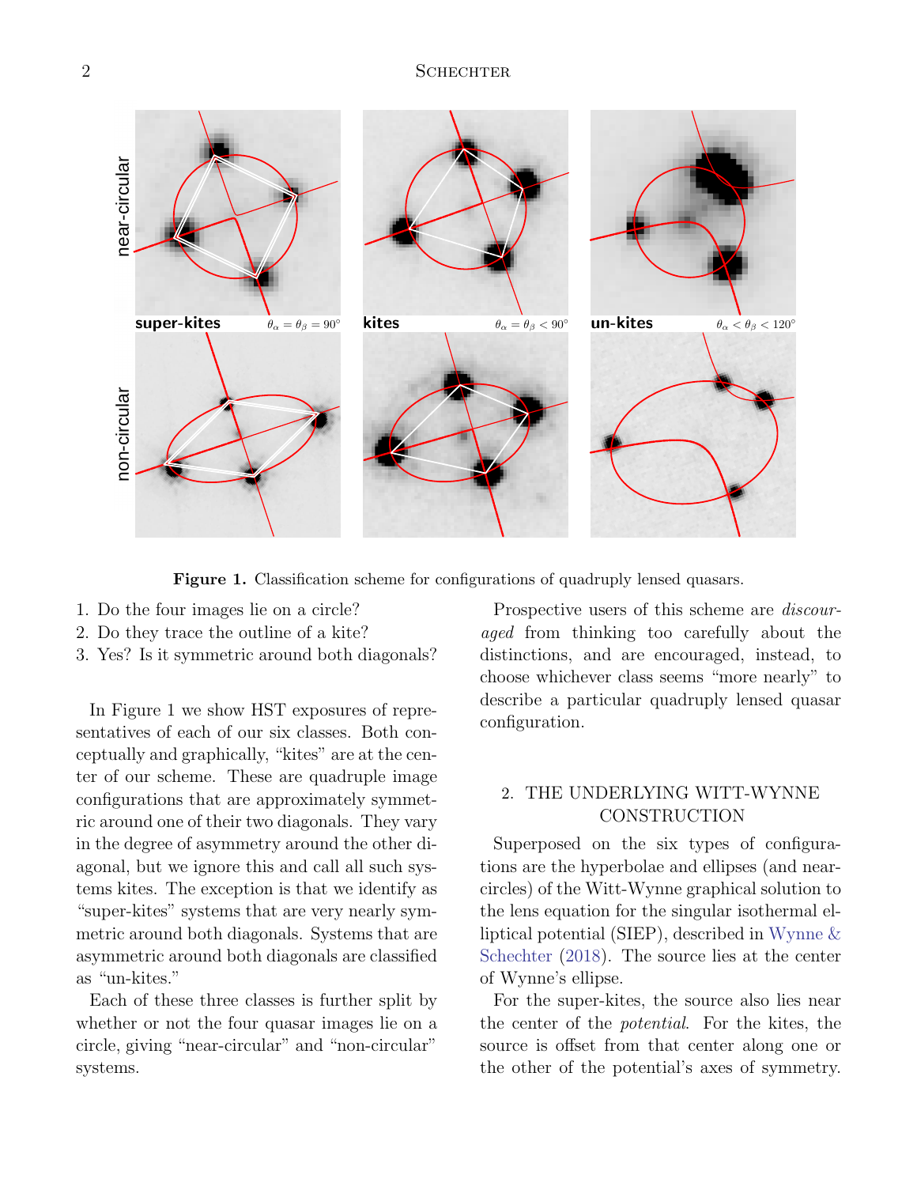**Figure 1.** Classification scheme for configurations of quadruply lensed quasars.

1. Do the four images lie on a circle?
2. Do they trace the outline of a kite?
3. Yes? Is it symmetric around both diagonals?

In Figure 1 we show HST exposures of representatives of each of our six classes. Both conceptually and graphically, "kites" are at the center of our scheme. These are quadruple image configurations that are approximately symmetric around one of their two diagonals. They vary in the degree of asymmetry around the other diagonal, but we ignore this and call all such systems kites. The exception is that we identify as "super-kites" systems that are very nearly symmetric around both diagonals. Systems that are asymmetric around both diagonals are classified as "un-kites."

Each of these three classes is further split by whether or not the four quasar images lie on a circle, giving "near-circular" and "non-circular" systems.

Prospective users of this scheme are *discouraged* from thinking too carefully about the distinctions, and are encouraged, instead, to choose whichever class seems "more nearly" to describe a particular quadruply lensed quasar configuration.

## 2. THE UNDERLYING WITT-WYNNE CONSTRUCTION

Superposed on the six types of configurations are the hyperbolae and ellipses (and near-circles) of the Witt-Wynne graphical solution to the lens equation for the singular isothermal elliptical potential (SIEP), described in Wynne & Schechter (2018). The source lies at the center of Wynne's ellipse.

For the super-kites, the source also lies near the center of the *potential*. For the kites, the source is offset from that center along one or the other of the potential's axes of symmetry.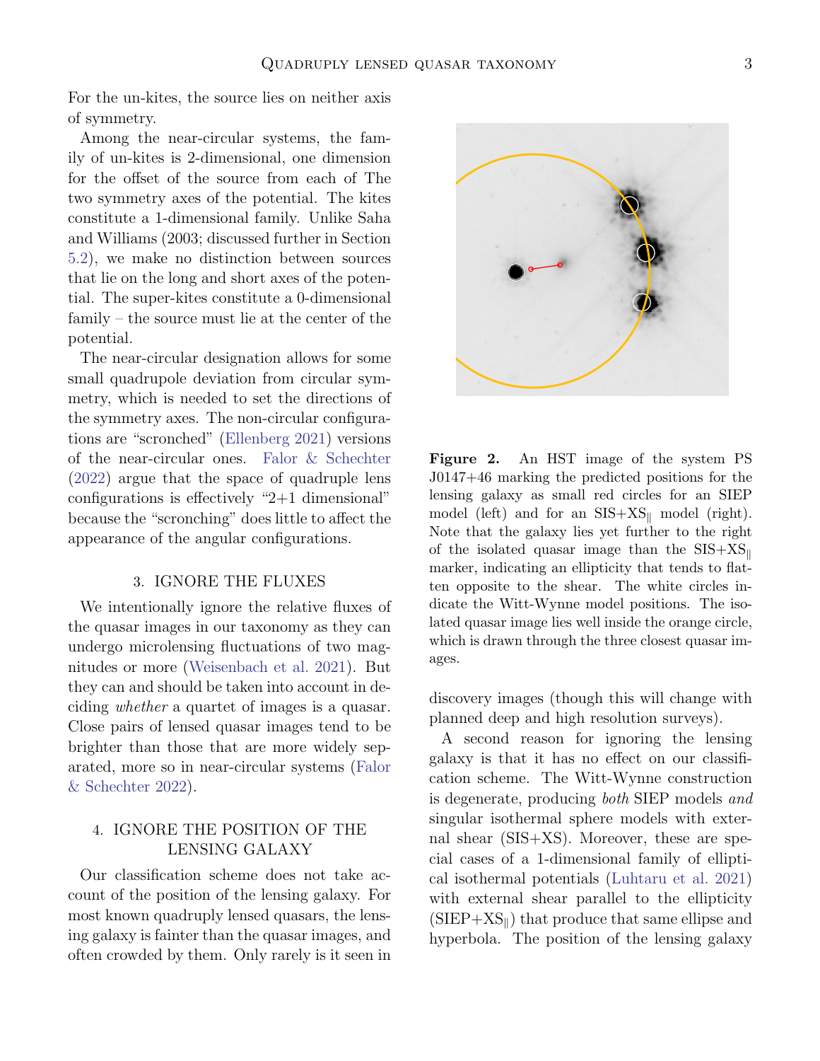For the un-kites, the source lies on neither axis of symmetry.

Among the near-circular systems, the family of un-kites is 2-dimensional, one dimension for the offset of the source from each of The two symmetry axes of the potential. The kites constitute a 1-dimensional family. Unlike Saha and Williams (2003; discussed further in Section 5.2), we make no distinction between sources that lie on the long and short axes of the potential. The super-kites constitute a 0-dimensional family – the source must lie at the center of the potential.

The near-circular designation allows for some small quadrupole deviation from circular symmetry, which is needed to set the directions of the symmetry axes. The non-circular configurations are "scronched" (Ellenberg 2021) versions of the near-circular ones. Falor & Schechter (2022) argue that the space of quadruple lens configurations is effectively "2+1 dimensional" because the "scronching" does little to affect the appearance of the angular configurations.

## 3. IGNORE THE FLUXES

We intentionally ignore the relative fluxes of the quasar images in our taxonomy as they can undergo microlensing fluctuations of two magnitudes or more (Weisenbach et al. 2021). But they can and should be taken into account in deciding *whether* a quartet of images is a quasar. Close pairs of lensed quasar images tend to be brighter than those that are more widely separated, more so in near-circular systems (Falor & Schechter 2022).

## 4. IGNORE THE POSITION OF THE LENSING GALAXY

Our classification scheme does not take account of the position of the lensing galaxy. For most known quadruply lensed quasars, the lensing galaxy is fainter than the quasar images, and often crowded by them. Only rarely is it seen in discovery images (though this will change with planned deep and high resolution surveys).

**Figure 2.** An HST image of the system PS J0147+46 marking the predicted positions for the lensing galaxy as small red circles for an SIEP model (left) and for an SIS+XS$_\parallel$ model (right). Note that the galaxy lies yet further to the right of the isolated quasar image than the SIS+XS$_\parallel$ marker, indicating an ellipticity that tends to flatten opposite to the shear. The white circles indicate the Witt-Wynne model positions. The isolated quasar image lies well inside the orange circle, which is drawn through the three closest quasar images.

A second reason for ignoring the lensing galaxy is that it has no effect on our classification scheme. The Witt-Wynne construction is degenerate, producing *both* SIEP models *and* singular isothermal sphere models with external shear (SIS+XS). Moreover, these are special cases of a 1-dimensional family of elliptical isothermal potentials (Luhtaru et al. 2021) with external shear parallel to the ellipticity (SIEP+XS$_\parallel$) that produce that same ellipse and hyperbola. The position of the lensing galaxy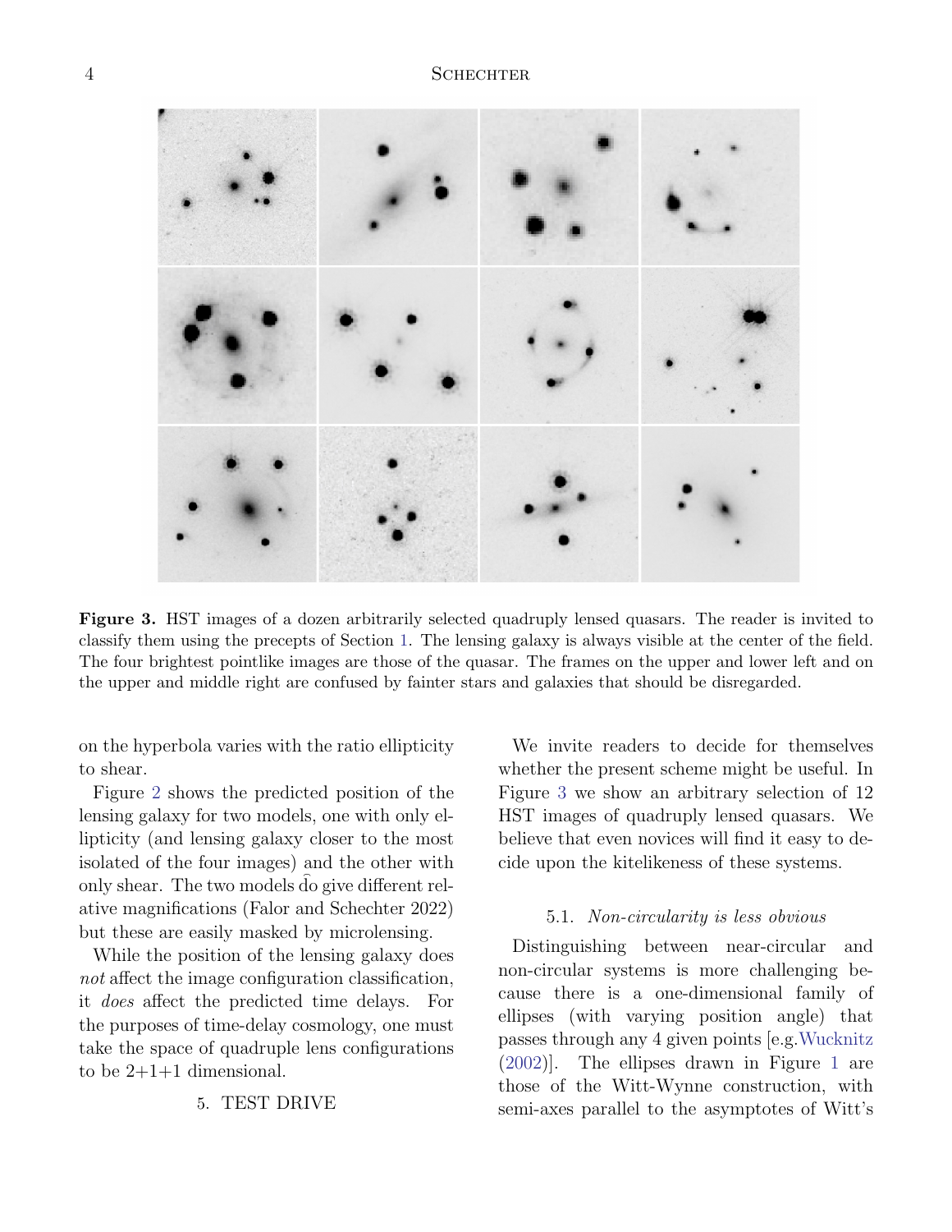**Figure 3.** HST images of a dozen arbitrarily selected quadruply lensed quasars. The reader is invited to classify them using the precepts of Section 1. The lensing galaxy is always visible at the center of the field. The four brightest pointlike images are those of the quasar. The frames on the upper and lower left and on the upper and middle right are confused by fainter stars and galaxies that should be disregarded.

on the hyperbola varies with the ratio ellipticity to shear.

Figure 2 shows the predicted position of the lensing galaxy for two models, one with only ellipticity (and lensing galaxy closer to the most isolated of the four images) and the other with only shear. The two models do give different relative magnifications (Falor and Schechter 2022) but these are easily masked by microlensing.

While the position of the lensing galaxy does *not* affect the image configuration classification, it *does* affect the predicted time delays. For the purposes of time-delay cosmology, one must take the space of quadruple lens configurations to be 2+1+1 dimensional.

## 5. TEST DRIVE

We invite readers to decide for themselves whether the present scheme might be useful. In Figure 3 we show an arbitrary selection of 12 HST images of quadruply lensed quasars. We believe that even novices will find it easy to decide upon the kitelikeness of these systems.

### 5.1. *Non-circularity is less obvious*

Distinguishing between near-circular and non-circular systems is more challenging because there is a one-dimensional family of ellipses (with varying position angle) that passes through any 4 given points [e.g. Wucknitz (2002)]. The ellipses drawn in Figure 1 are those of the Witt-Wynne construction, with semi-axes parallel to the asymptotes of Witt's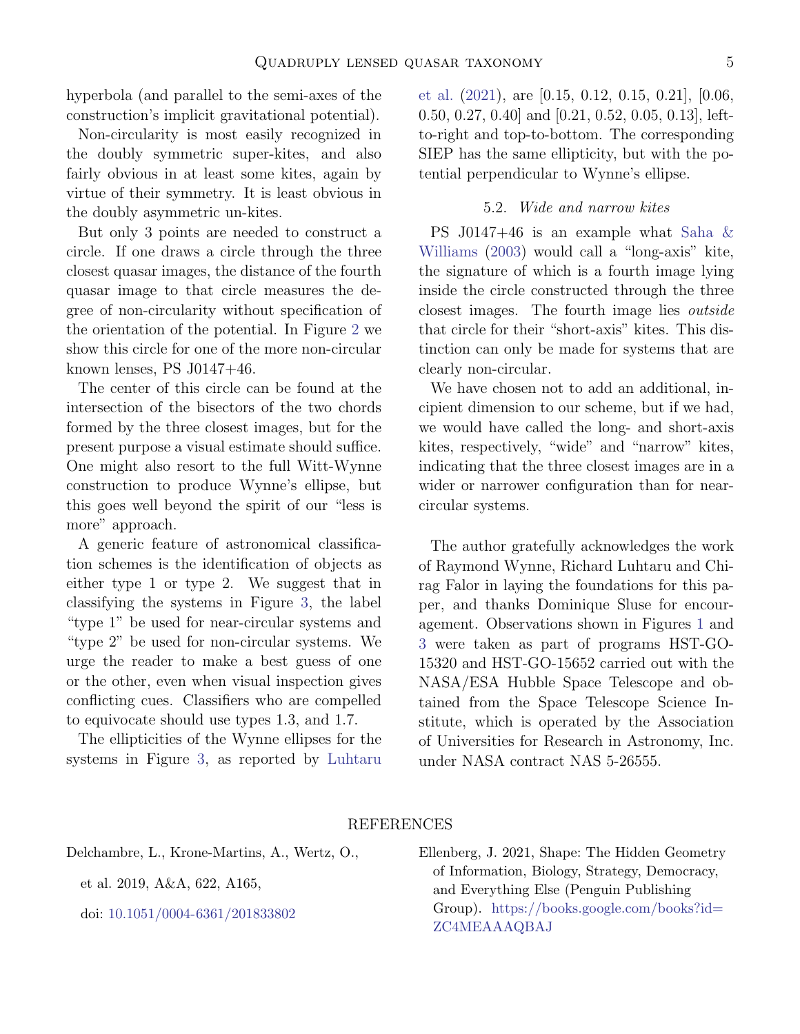hyperbola (and parallel to the semi-axes of the construction's implicit gravitational potential).

Non-circularity is most easily recognized in the doubly symmetric super-kites, and also fairly obvious in at least some kites, again by virtue of their symmetry. It is least obvious in the doubly asymmetric un-kites.

But only 3 points are needed to construct a circle. If one draws a circle through the three closest quasar images, the distance of the fourth quasar image to that circle measures the degree of non-circularity without specification of the orientation of the potential. In Figure 2 we show this circle for one of the more non-circular known lenses, PS J0147+46.

The center of this circle can be found at the intersection of the bisectors of the two chords formed by the three closest images, but for the present purpose a visual estimate should suffice. One might also resort to the full Witt-Wynne construction to produce Wynne's ellipse, but this goes well beyond the spirit of our "less is more" approach.

A generic feature of astronomical classification schemes is the identification of objects as either type 1 or type 2. We suggest that in classifying the systems in Figure 3, the label "type 1" be used for near-circular systems and "type 2" be used for non-circular systems. We urge the reader to make a best guess of one or the other, even when visual inspection gives conflicting cues. Classifiers who are compelled to equivocate should use types 1.3, and 1.7.

The ellipticities of the Wynne ellipses for the systems in Figure 3, as reported by Luhtaru et al. (2021), are [0.15, 0.12, 0.15, 0.21], [0.06, 0.50, 0.27, 0.40] and [0.21, 0.52, 0.05, 0.13], left-to-right and top-to-bottom. The corresponding SIEP has the same ellipticity, but with the potential perpendicular to Wynne's ellipse.

### 5.2. *Wide and narrow kites*

PS J0147+46 is an example what Saha & Williams (2003) would call a "long-axis" kite, the signature of which is a fourth image lying inside the circle constructed through the three closest images. The fourth image lies *outside* that circle for their "short-axis" kites. This distinction can only be made for systems that are clearly non-circular.

We have chosen not to add an additional, incipient dimension to our scheme, but if we had, we would have called the long- and short-axis kites, respectively, "wide" and "narrow" kites, indicating that the three closest images are in a wider or narrower configuration than for near-circular systems.

The author gratefully acknowledges the work of Raymond Wynne, Richard Luhtaru and Chirag Falor in laying the foundations for this paper, and thanks Dominique Sluse for encouragement. Observations shown in Figures 1 and 3 were taken as part of programs HST-GO-15320 and HST-GO-15652 carried out with the NASA/ESA Hubble Space Telescope and obtained from the Space Telescope Science Institute, which is operated by the Association of Universities for Research in Astronomy, Inc. under NASA contract NAS 5-26555.

## REFERENCES

Delchambre, L., Krone-Martins, A., Wertz, O., et al. 2019, A&A, 622, A165, doi: 10.1051/0004-6361/201833802

Ellenberg, J. 2021, Shape: The Hidden Geometry of Information, Biology, Strategy, Democracy, and Everything Else (Penguin Publishing Group). https://books.google.com/books?id=ZC4MEAAAQBAJ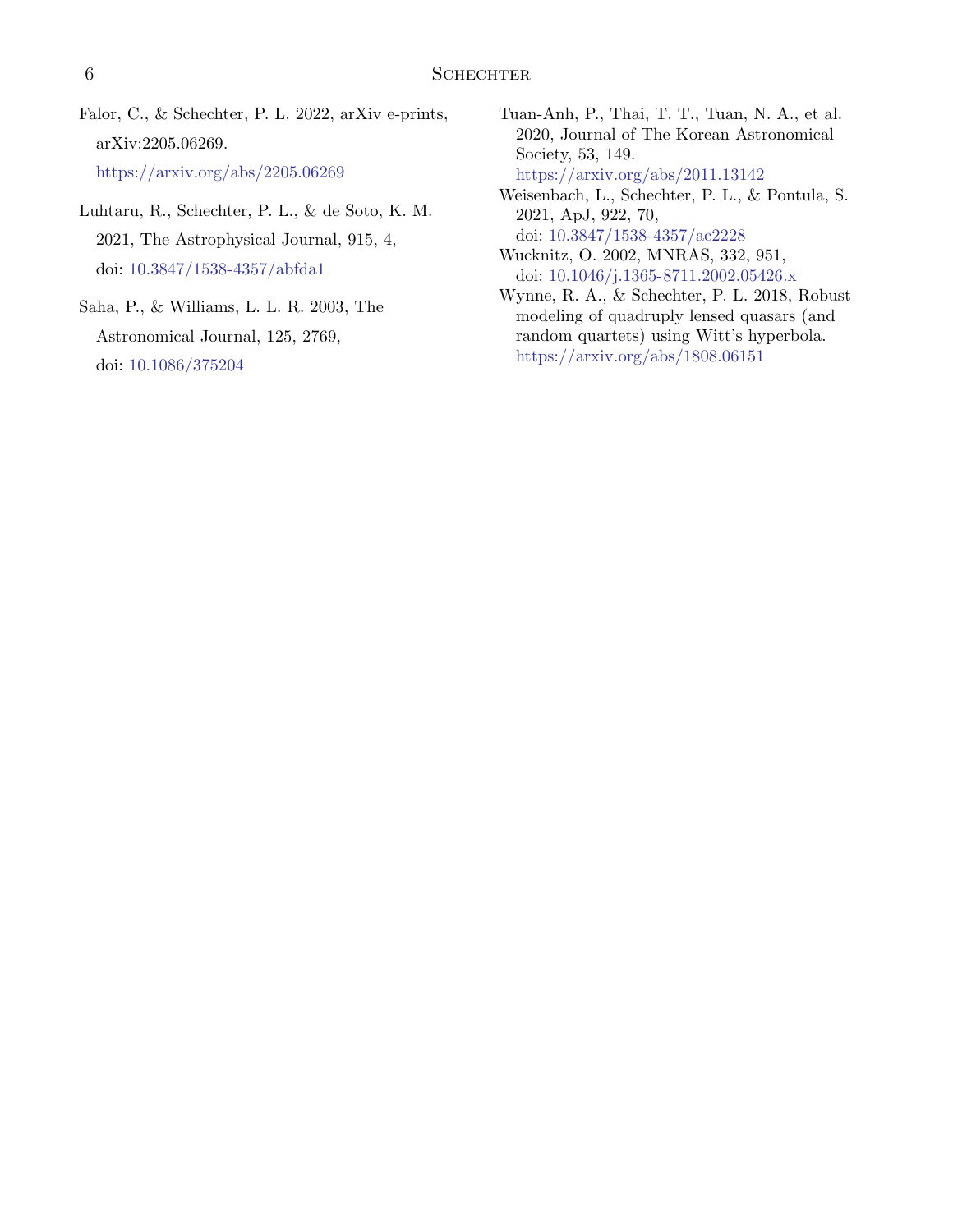Falor, C., & Schechter, P. L. 2022, arXiv e-prints, arXiv:2205.06269. https://arxiv.org/abs/2205.06269

Luhtaru, R., Schechter, P. L., & de Soto, K. M. 2021, The Astrophysical Journal, 915, 4, doi: 10.3847/1538-4357/abfda1

Saha, P., & Williams, L. L. R. 2003, The Astronomical Journal, 125, 2769, doi: 10.1086/375204

Tuan-Anh, P., Thai, T. T., Tuan, N. A., et al. 2020, Journal of The Korean Astronomical Society, 53, 149. https://arxiv.org/abs/2011.13142

Weisenbach, L., Schechter, P. L., & Pontula, S. 2021, ApJ, 922, 70, doi: 10.3847/1538-4357/ac2228

Wucknitz, O. 2002, MNRAS, 332, 951, doi: 10.1046/j.1365-8711.2002.05426.x

Wynne, R. A., & Schechter, P. L. 2018, Robust modeling of quadruply lensed quasars (and random quartets) using Witt's hyperbola. https://arxiv.org/abs/1808.06151